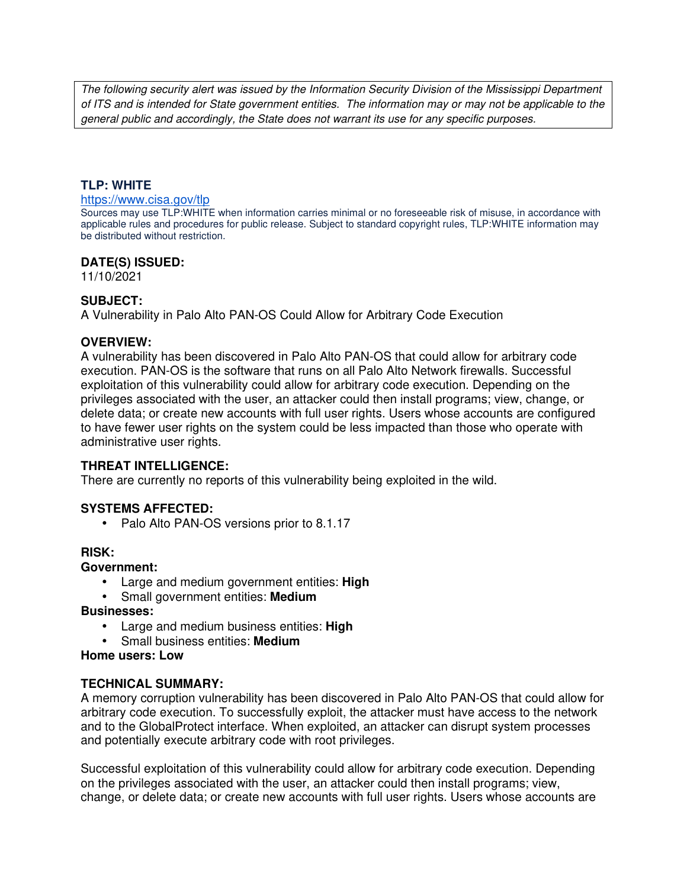*The following security alert was issued by the Information Security Division of the Mississippi Department of ITS and is intended for State government entities. The information may or may not be applicable to the general public and accordingly, the State does not warrant its use for any specific purposes.*

### TLP: WHITE

https://www.cisa.gov/tlp

Sources may use TLP:WHITE when information carries minimal or no foreseeable risk of misuse, in accordance with applicable rules and procedures for public release. Subject to standard copyright rules, TLP:WHITE information may be distributed without restriction.

### DATE(S) ISSUED:

11/10/2021

### SUBJECT:

A Vulnerability in Palo Alto PAN-OS Could Allow for Arbitrary Code Execution

### OVERVIEW:

A vulnerability has been discovered in Palo Alto PAN-OS that could allow for arbitrary code execution. PAN-OS is the software that runs on all Palo Alto Network firewalls. Successful exploitation of this vulnerability could allow for arbitrary code execution. Depending on the privileges associated with the user, an attacker could then install programs; view, change, or delete data; or create new accounts with full user rights. Users whose accounts are configured to have fewer user rights on the system could be less impacted than those who operate with administrative user rights.

### THREAT INTELLIGENCE:

There are currently no reports of this vulnerability being exploited in the wild.

### SYSTEMS AFFECTED:

- Palo Alto PAN-OS versions prior to 8.1.17

### RISK:

**Government:**

- Large and medium government entities: **High**
- Small government entities: **Medium**

**Businesses:**

- Large and medium business entities: **High**
- Small business entities: **Medium**

**Home users: Low**

### TECHNICAL SUMMARY:

A memory corruption vulnerability has been discovered in Palo Alto PAN-OS that could allow for arbitrary code execution. To successfully exploit, the attacker must have access to the network and to the GlobalProtect interface. When exploited, an attacker can disrupt system processes and potentially execute arbitrary code with root privileges.

Successful exploitation of this vulnerability could allow for arbitrary code execution. Depending on the privileges associated with the user, an attacker could then install programs; view, change, or delete data; or create new accounts with full user rights. Users whose accounts are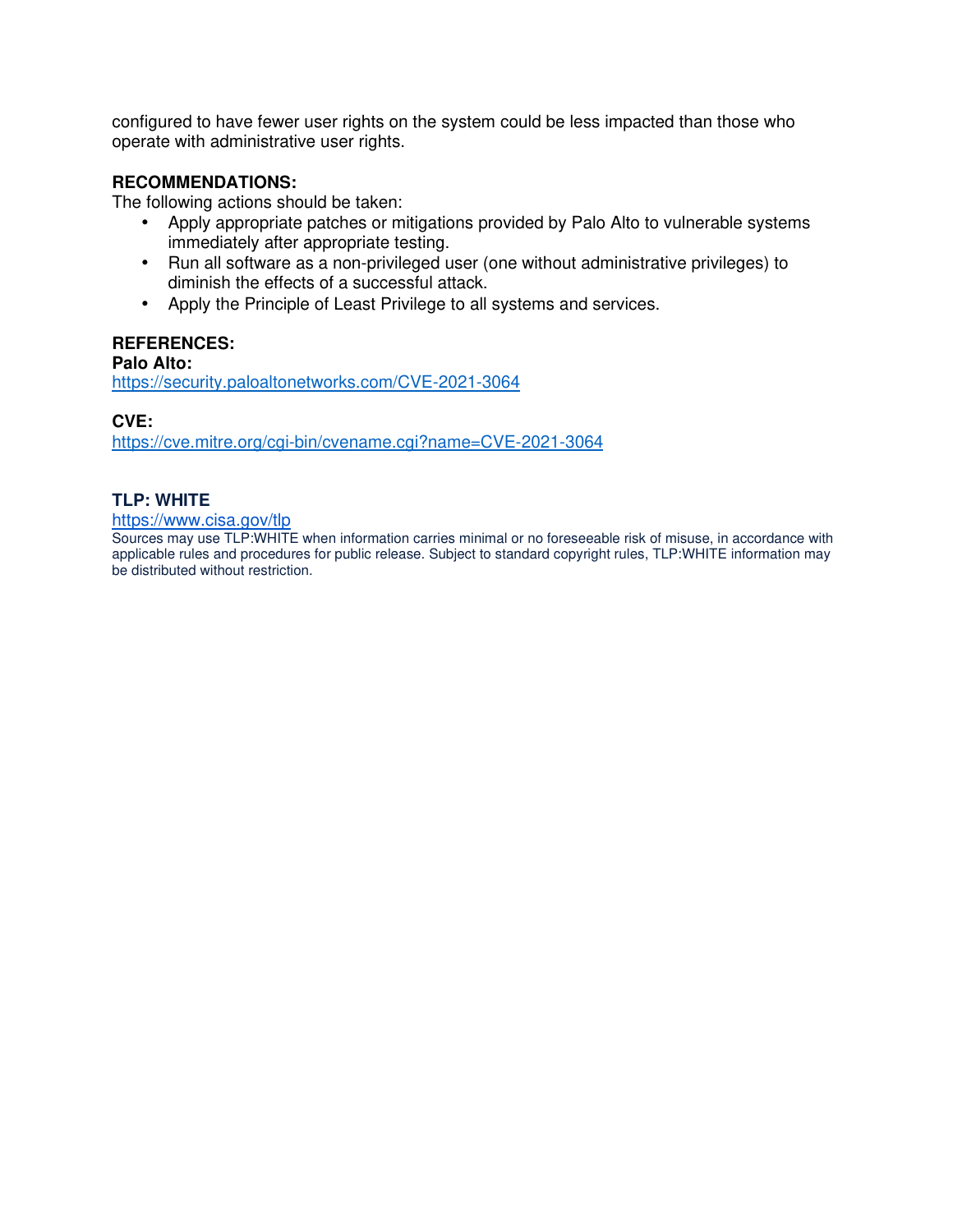configured to have fewer user rights on the system could be less impacted than those who operate with administrative user rights.

**RECOMMENDATIONS:**

The following actions should be taken:

- Apply appropriate patches or mitigations provided by Palo Alto to vulnerable systems immediately after appropriate testing.
- Run all software as a non-privileged user (one without administrative privileges) to diminish the effects of a successful attack.
- Apply the Principle of Least Privilege to all systems and services.

**REFERENCES:**

**Palo Alto:**

https://security.paloaltonetworks.com/CVE-2021-3064

**CVE:**

https://cve.mitre.org/cgi-bin/cvename.cgi?name=CVE-2021-3064

**TLP: WHITE**

https://www.cisa.gov/tlp

Sources may use TLP:WHITE when information carries minimal or no foreseeable risk of misuse, in accordance with applicable rules and procedures for public release. Subject to standard copyright rules, TLP:WHITE information may be distributed without restriction.